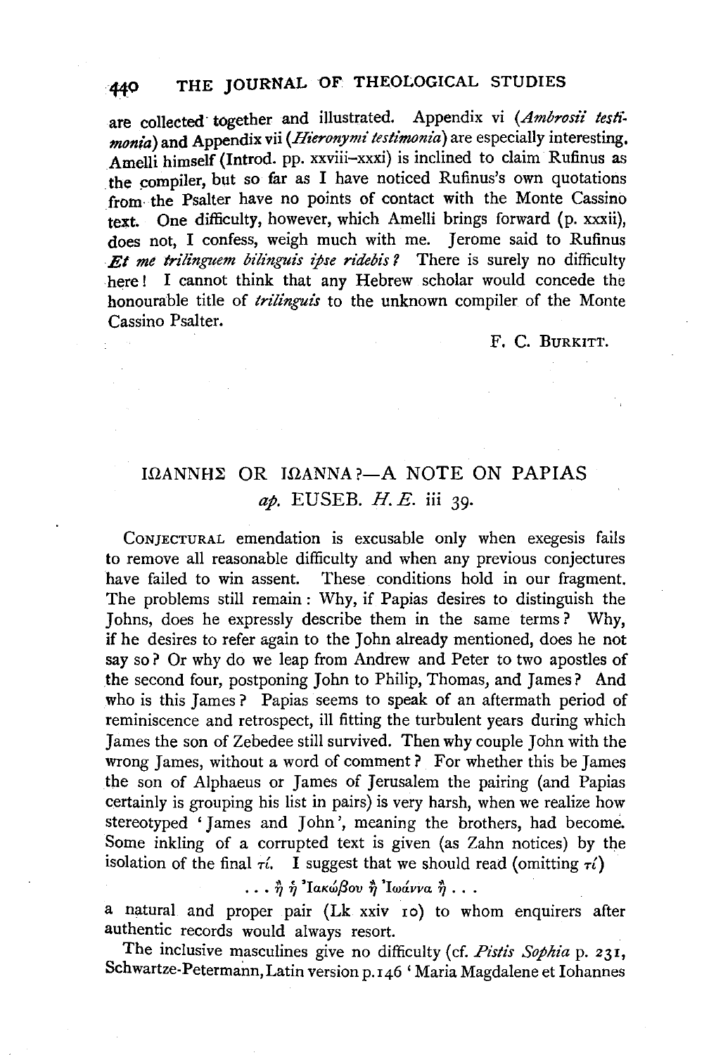are collected together and illustrated. Appendix vi (*Ambrosii testimonia*) and Appendix vii (*Hieronymi testimonia*) are especially interesting. Amelli himself (Introd. pp. xxviii–xxxi) is inclined to claim Rufinus as the compiler, but so far as I have noticed Rufinus's own quotations from the Psalter have no points of contact with the Monte Cassino text. One difficulty, however, which Amelli brings forward (p. xxxii), does not, I confess, weigh much with me. Jerome said to Rufinus *Et me trilinguem bilinguis ipse ridebis?* There is surely no difficulty here! I cannot think that any Hebrew scholar would concede the honourable title of *trilinguis* to the unknown compiler of the Monte Cassino Psalter.

F. C. BURKITT.

## ΙΩΑΝΝΗΣ OR ΙΩΑΝΝΑ?—A NOTE ON PAPIAS *ap.* EUSEB. *H. E.* iii 39.

CONJECTURAL emendation is excusable only when exegesis fails to remove all reasonable difficulty and when any previous conjectures have failed to win assent. These conditions hold in our fragment. The problems still remain: Why, if Papias desires to distinguish the Johns, does he expressly describe them in the same terms? Why, if he desires to refer again to the John already mentioned, does he not say so? Or why do we leap from Andrew and Peter to two apostles of the second four, postponing John to Philip, Thomas, and James? And who is this James? Papias seems to speak of an aftermath period of reminiscence and retrospect, ill fitting the turbulent years during which James the son of Zebedee still survived. Then why couple John with the wrong James, without a word of comment? For whether this be James the son of Alphaeus or James of Jerusalem the pairing (and Papias certainly is grouping his list in pairs) is very harsh, when we realize how stereotyped 'James and John', meaning the brothers, had become. Some inkling of a corrupted text is given (as Zahn notices) by the isolation of the final τί. I suggest that we should read (omitting τί)

. . . ἢ ἡ Ἰακώβου ἢ Ἰωάννα ἢ . . .

a natural and proper pair (Lk xxiv 10) to whom enquirers after authentic records would always resort.

The inclusive masculines give no difficulty (cf. *Pistis Sophia* p. 231, Schwartze-Petermann, Latin version p. 146 'Maria Magdalene et Iohannes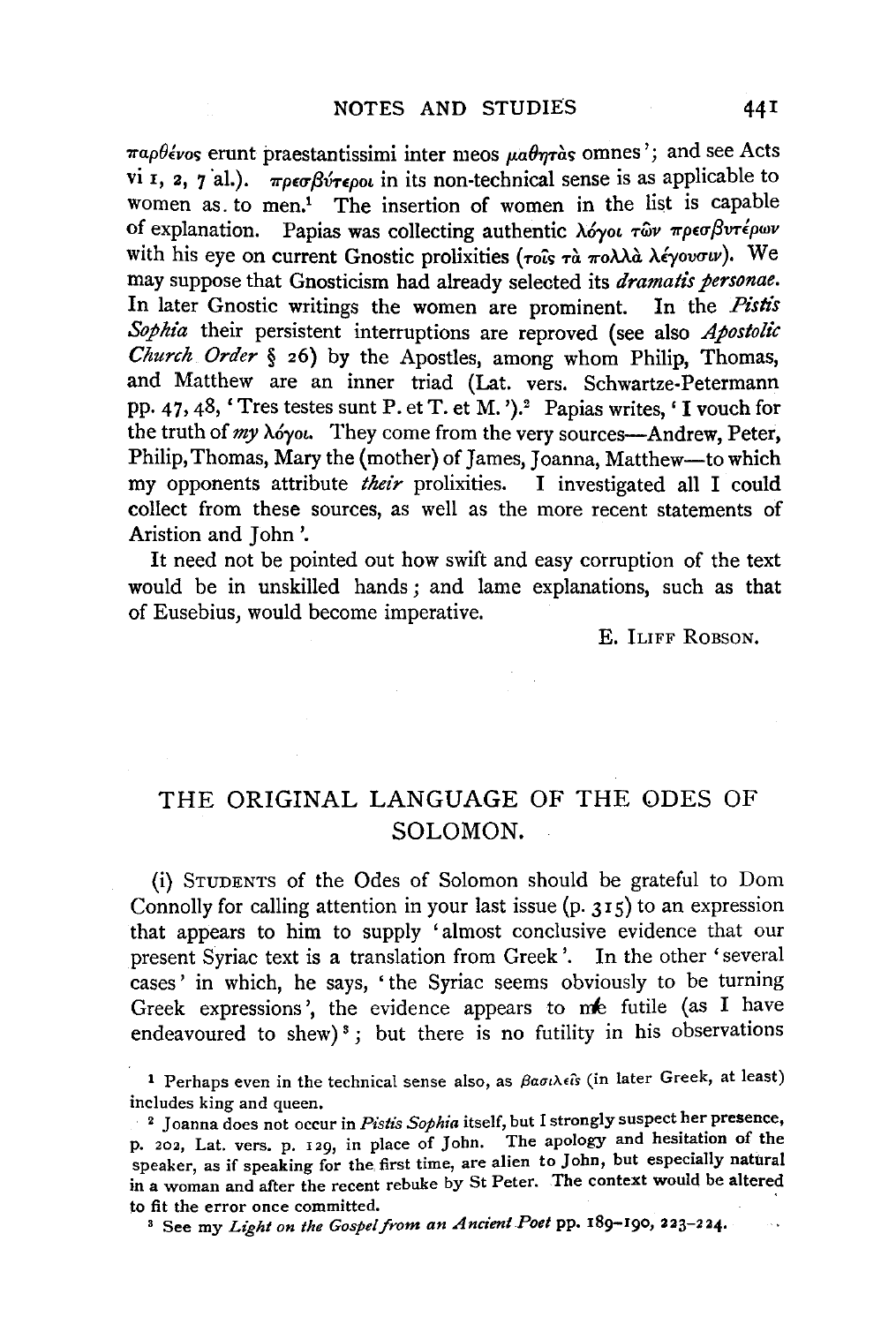παρθένος erunt praestantissimi inter meos μαθητὰς omnes'; and see Acts vi 1, 2, 7 al.). πρεσβύτεροι in its non-technical sense is as applicable to women as to men.[1] The insertion of women in the list is capable of explanation. Papias was collecting authentic λόγοι τῶν πρεσβυτέρων with his eye on current Gnostic prolixities (τοῖς τὰ πολλὰ λέγουσιν). We may suppose that Gnosticism had already selected its *dramatis personae*. In later Gnostic writings the women are prominent. In the *Pistis Sophia* their persistent interruptions are reproved (see also *Apostolic Church Order* § 26) by the Apostles, among whom Philip, Thomas, and Matthew are an inner triad (Lat. vers. Schwartze-Petermann pp. 47, 48, 'Tres testes sunt P. et T. et M.').[2] Papias writes, 'I vouch for the truth of *my* λόγοι. They come from the very sources—Andrew, Peter, Philip, Thomas, Mary the (mother) of James, Joanna, Matthew—to which my opponents attribute *their* prolixities. I investigated all I could collect from these sources, as well as the more recent statements of Aristion and John'.

It need not be pointed out how swift and easy corruption of the text would be in unskilled hands; and lame explanations, such as that of Eusebius, would become imperative.

E. ILIFF ROBSON.

## THE ORIGINAL LANGUAGE OF THE ODES OF SOLOMON.

(i) STUDENTS of the Odes of Solomon should be grateful to Dom Connolly for calling attention in your last issue (p. 315) to an expression that appears to him to supply 'almost conclusive evidence that our present Syriac text is a translation from Greek'. In the other 'several cases' in which, he says, 'the Syriac seems obviously to be turning Greek expressions', the evidence appears to me futile (as I have endeavoured to shew)[3]; but there is no futility in his observations

[1] Perhaps even in the technical sense also, as βασιλεῖς (in later Greek, at least) includes king and queen.

[2] Joanna does not occur in *Pistis Sophia* itself, but I strongly suspect her presence, p. 202, Lat. vers. p. 129, in place of John. The apology and hesitation of the speaker, as if speaking for the first time, are alien to John, but especially natural in a woman and after the recent rebuke by St Peter. The context would be altered to fit the error once committed.

[3] See my *Light on the Gospel from an Ancient Poet* pp. 189–190, 223–224.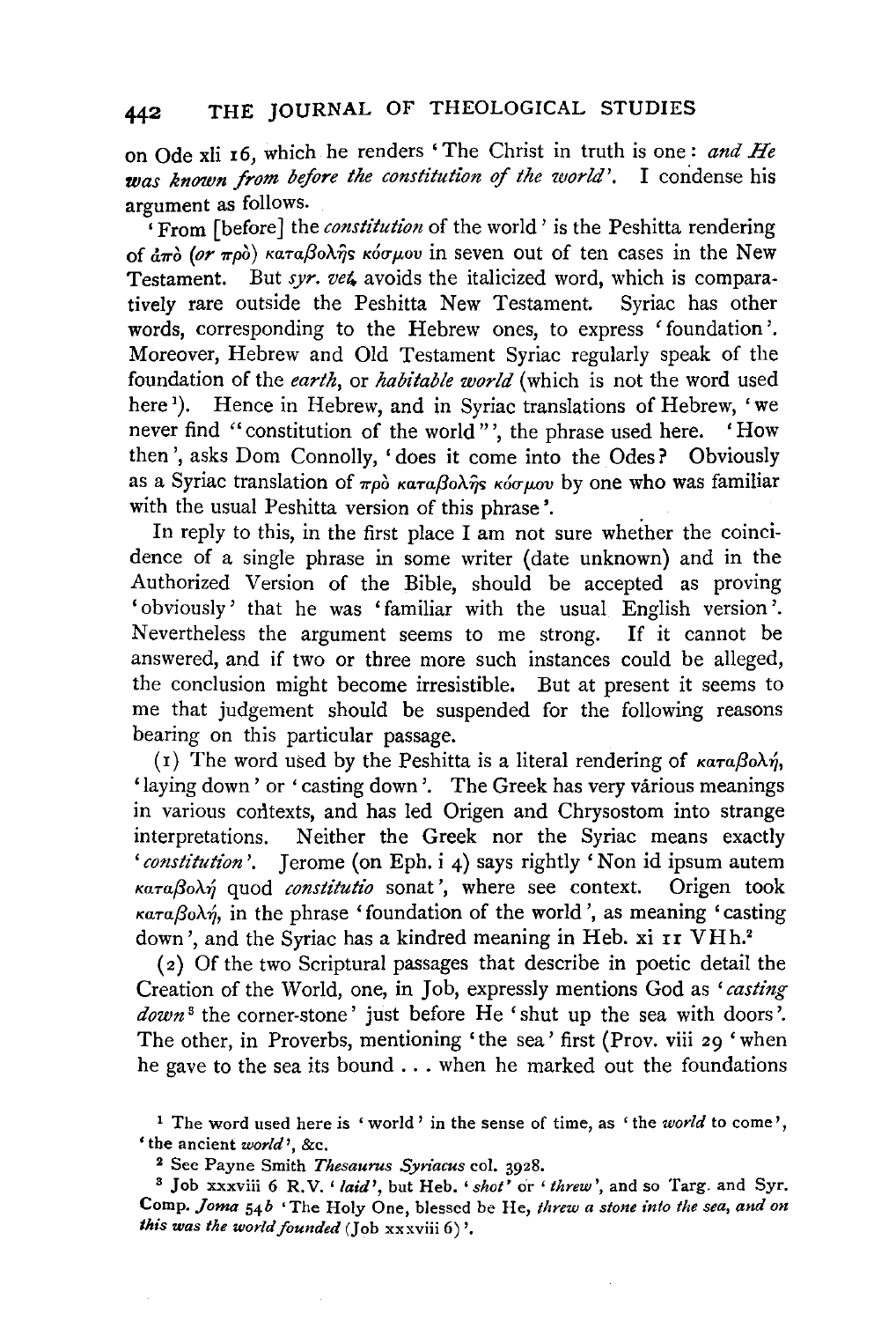on Ode xli 16, which he renders 'The Christ in truth is one: *and He was known from before the constitution of the world*'. I condense his argument as follows.

'From [before] the *constitution* of the world' is the Peshitta rendering of ἀπὸ (*or* πρὸ) καταβολῆς κόσμου in seven out of ten cases in the New Testament. But *syr. vet.* avoids the italicized word, which is comparatively rare outside the Peshitta New Testament. Syriac has other words, corresponding to the Hebrew ones, to express 'foundation'. Moreover, Hebrew and Old Testament Syriac regularly speak of the foundation of the *earth*, or *habitable world* (which is not the word used here[1]). Hence in Hebrew, and in Syriac translations of Hebrew, 'we never find "constitution of the world"', the phrase used here. 'How then', asks Dom Connolly, 'does it come into the Odes? Obviously as a Syriac translation of πρὸ καταβολῆς κόσμου by one who was familiar with the usual Peshitta version of this phrase'.

In reply to this, in the first place I am not sure whether the coincidence of a single phrase in some writer (date unknown) and in the Authorized Version of the Bible, should be accepted as proving 'obviously' that he was 'familiar with the usual English version'. Nevertheless the argument seems to me strong. If it cannot be answered, and if two or three more such instances could be alleged, the conclusion might become irresistible. But at present it seems to me that judgement should be suspended for the following reasons bearing on this particular passage.

(1) The word used by the Peshitta is a literal rendering of καταβολή, 'laying down' or 'casting down'. The Greek has very various meanings in various contexts, and has led Origen and Chrysostom into strange interpretations. Neither the Greek nor the Syriac means exactly '*constitution*'. Jerome (on Eph. i 4) says rightly 'Non id ipsum autem καταβολή quod *constitutio* sonat', where see context. Origen took καταβολή, in the phrase 'foundation of the world', as meaning 'casting down', and the Syriac has a kindred meaning in Heb. xi 11 VHh.[2]

(2) Of the two Scriptural passages that describe in poetic detail the Creation of the World, one, in Job, expressly mentions God as '*casting down*[3] the corner-stone' just before He 'shut up the sea with doors'. The other, in Proverbs, mentioning 'the sea' first (Prov. viii 29 'when he gave to the sea its bound ... when he marked out the foundations

---

[1] The word used here is 'world' in the sense of time, as 'the *world* to come', 'the ancient *world*', &c.

[2] See Payne Smith *Thesaurus Syriacus* col. 3928.

[3] Job xxxviii 6 R.V. '*laid*', but Heb. '*shot*' or '*threw*', and so Targ. and Syr. Comp. *Joma* 54*b* 'The Holy One, blessed be He, *threw a stone into the sea, and on this was the world founded* (Job xxxviii 6)'.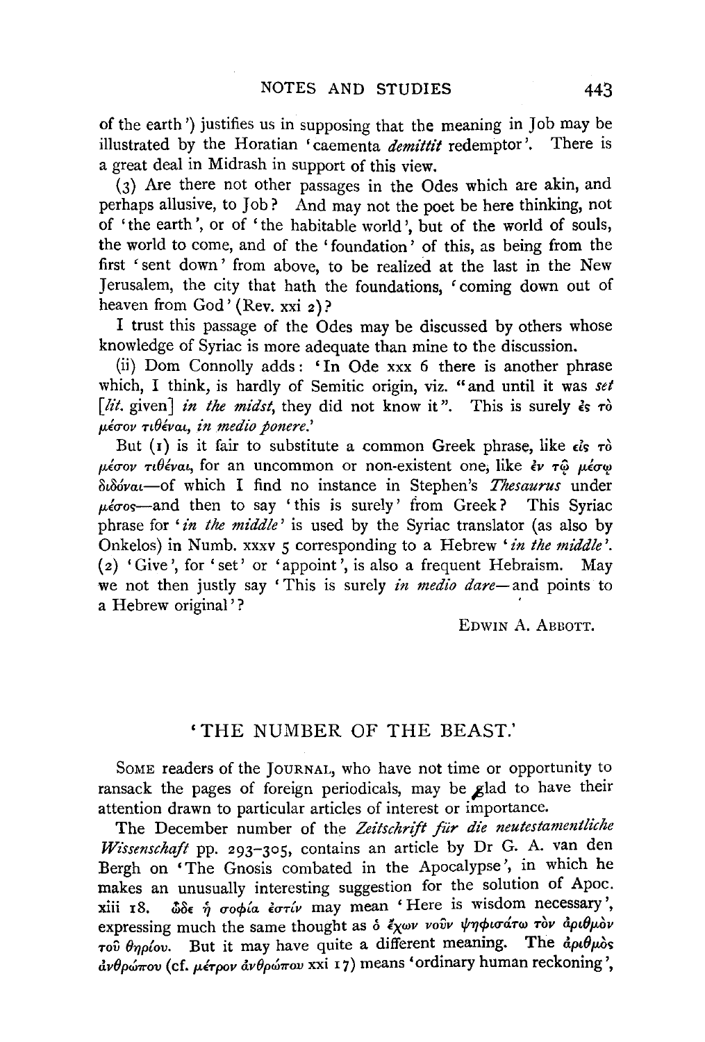of the earth') justifies us in supposing that the meaning in Job may be illustrated by the Horatian 'caementa *demittit* redemptor'. There is a great deal in Midrash in support of this view.

(3) Are there not other passages in the Odes which are akin, and perhaps allusive, to Job? And may not the poet be here thinking, not of 'the earth', or of 'the habitable world', but of the world of souls, the world to come, and of the 'foundation' of this, as being from the first 'sent down' from above, to be realized at the last in the New Jerusalem, the city that hath the foundations, 'coming down out of heaven from God' (Rev. xxi 2)?

I trust this passage of the Odes may be discussed by others whose knowledge of Syriac is more adequate than mine to the discussion.

(ii) Dom Connolly adds: 'In Ode xxx 6 there is another phrase which, I think, is hardly of Semitic origin, viz. "and until it was *set* [*lit.* given] *in the midst*, they did not know it". This is surely ἐς τὸ μέσον τιθέναι, *in medio ponere*.'

But (1) is it fair to substitute a common Greek phrase, like εἰς τὸ μέσον τιθέναι, for an uncommon or non-existent one, like ἐν τῷ μέσῳ διδόναι—of which I find no instance in Stephen's *Thesaurus* under μέσος—and then to say 'this is surely' from Greek? This Syriac phrase for '*in the middle*' is used by the Syriac translator (as also by Onkelos) in Numb. xxxv 5 corresponding to a Hebrew '*in the middle*'. (2) 'Give', for 'set' or 'appoint', is also a frequent Hebraism. May we not then justly say 'This is surely *in medio dare*—and points to a Hebrew original'?

EDWIN A. ABBOTT.

## 'THE NUMBER OF THE BEAST.'

SOME readers of the JOURNAL, who have not time or opportunity to ransack the pages of foreign periodicals, may be glad to have their attention drawn to particular articles of interest or importance.

The December number of the *Zeitschrift für die neutestamentliche Wissenschaft* pp. 293–305, contains an article by Dr G. A. van den Bergh on 'The Gnosis combated in the Apocalypse', in which he makes an unusually interesting suggestion for the solution of Apoc. xiii 18. ὧδε ἡ σοφία ἐστίν may mean 'Here is wisdom necessary', expressing much the same thought as ὁ ἔχων νοῦν ψηφισάτω τὸν ἀριθμὸν τοῦ θηρίου. But it may have quite a different meaning. The ἀριθμὸς ἀνθρώπου (cf. μέτρον ἀνθρώπου xxi 17) means 'ordinary human reckoning',